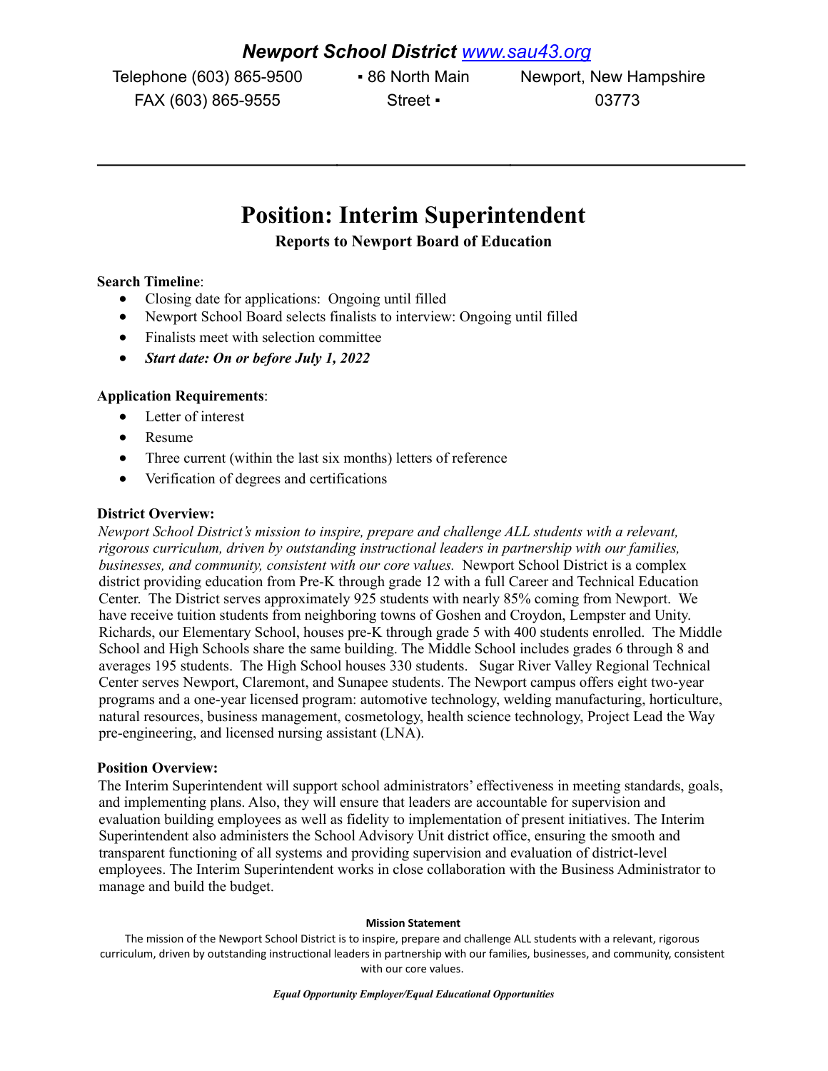# *Newport School District* [www.sau43.org](http://www.sau43.org)

Telephone (603) 865-9500 ▪ 86 North Main Street ▪ Newport, New Hampshire 03773
FAX (603) 865-9555

---

# Position: Interim Superintendent

### Reports to Newport Board of Education

**Search Timeline**:

- Closing date for applications: Ongoing until filled
- Newport School Board selects finalists to interview: Ongoing until filled
- Finalists meet with selection committee
- ***Start date: On or before July 1, 2022***

**Application Requirements**:

- Letter of interest
- Resume
- Three current (within the last six months) letters of reference
- Verification of degrees and certifications

**District Overview:**

*Newport School District's mission to inspire, prepare and challenge ALL students with a relevant, rigorous curriculum, driven by outstanding instructional leaders in partnership with our families, businesses, and community, consistent with our core values.* Newport School District is a complex district providing education from Pre-K through grade 12 with a full Career and Technical Education Center. The District serves approximately 925 students with nearly 85% coming from Newport. We have receive tuition students from neighboring towns of Goshen and Croydon, Lempster and Unity. Richards, our Elementary School, houses pre-K through grade 5 with 400 students enrolled. The Middle School and High Schools share the same building. The Middle School includes grades 6 through 8 and averages 195 students. The High School houses 330 students. Sugar River Valley Regional Technical Center serves Newport, Claremont, and Sunapee students. The Newport campus offers eight two-year programs and a one-year licensed program: automotive technology, welding manufacturing, horticulture, natural resources, business management, cosmetology, health science technology, Project Lead the Way pre-engineering, and licensed nursing assistant (LNA).

**Position Overview:**

The Interim Superintendent will support school administrators' effectiveness in meeting standards, goals, and implementing plans. Also, they will ensure that leaders are accountable for supervision and evaluation building employees as well as fidelity to implementation of present initiatives. The Interim Superintendent also administers the School Advisory Unit district office, ensuring the smooth and transparent functioning of all systems and providing supervision and evaluation of district-level employees. The Interim Superintendent works in close collaboration with the Business Administrator to manage and build the budget.

**Mission Statement**

The mission of the Newport School District is to inspire, prepare and challenge ALL students with a relevant, rigorous curriculum, driven by outstanding instructional leaders in partnership with our families, businesses, and community, consistent with our core values.

***Equal Opportunity Employer/Equal Educational Opportunities***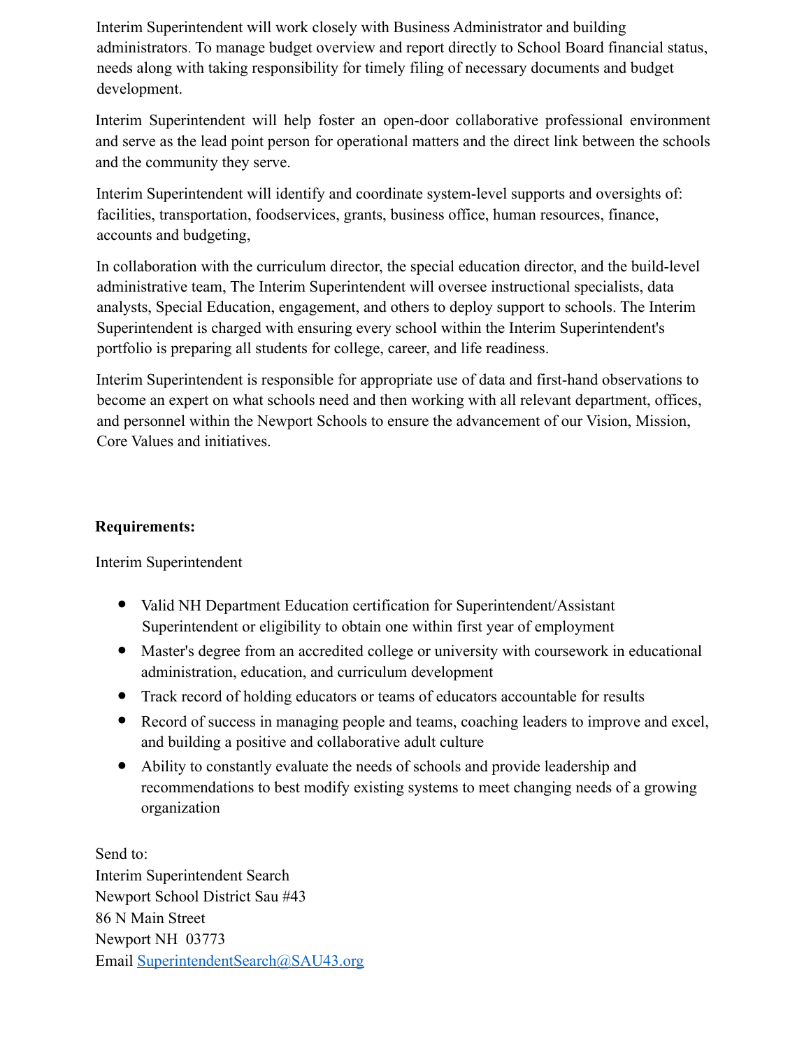Interim Superintendent will work closely with Business Administrator and building administrators. To manage budget overview and report directly to School Board financial status, needs along with taking responsibility for timely filing of necessary documents and budget development.

Interim Superintendent will help foster an open-door collaborative professional environment and serve as the lead point person for operational matters and the direct link between the schools and the community they serve.

Interim Superintendent will identify and coordinate system-level supports and oversights of: facilities, transportation, foodservices, grants, business office, human resources, finance, accounts and budgeting,

In collaboration with the curriculum director, the special education director, and the build-level administrative team, The Interim Superintendent will oversee instructional specialists, data analysts, Special Education, engagement, and others to deploy support to schools. The Interim Superintendent is charged with ensuring every school within the Interim Superintendent's portfolio is preparing all students for college, career, and life readiness.

Interim Superintendent is responsible for appropriate use of data and first-hand observations to become an expert on what schools need and then working with all relevant department, offices, and personnel within the Newport Schools to ensure the advancement of our Vision, Mission, Core Values and initiatives.

**Requirements:**

Interim Superintendent

- Valid NH Department Education certification for Superintendent/Assistant Superintendent or eligibility to obtain one within first year of employment
- Master's degree from an accredited college or university with coursework in educational administration, education, and curriculum development
- Track record of holding educators or teams of educators accountable for results
- Record of success in managing people and teams, coaching leaders to improve and excel, and building a positive and collaborative adult culture
- Ability to constantly evaluate the needs of schools and provide leadership and recommendations to best modify existing systems to meet changing needs of a growing organization

Send to:
Interim Superintendent Search
Newport School District Sau #43
86 N Main Street
Newport NH 03773
Email SuperintendentSearch@SAU43.org